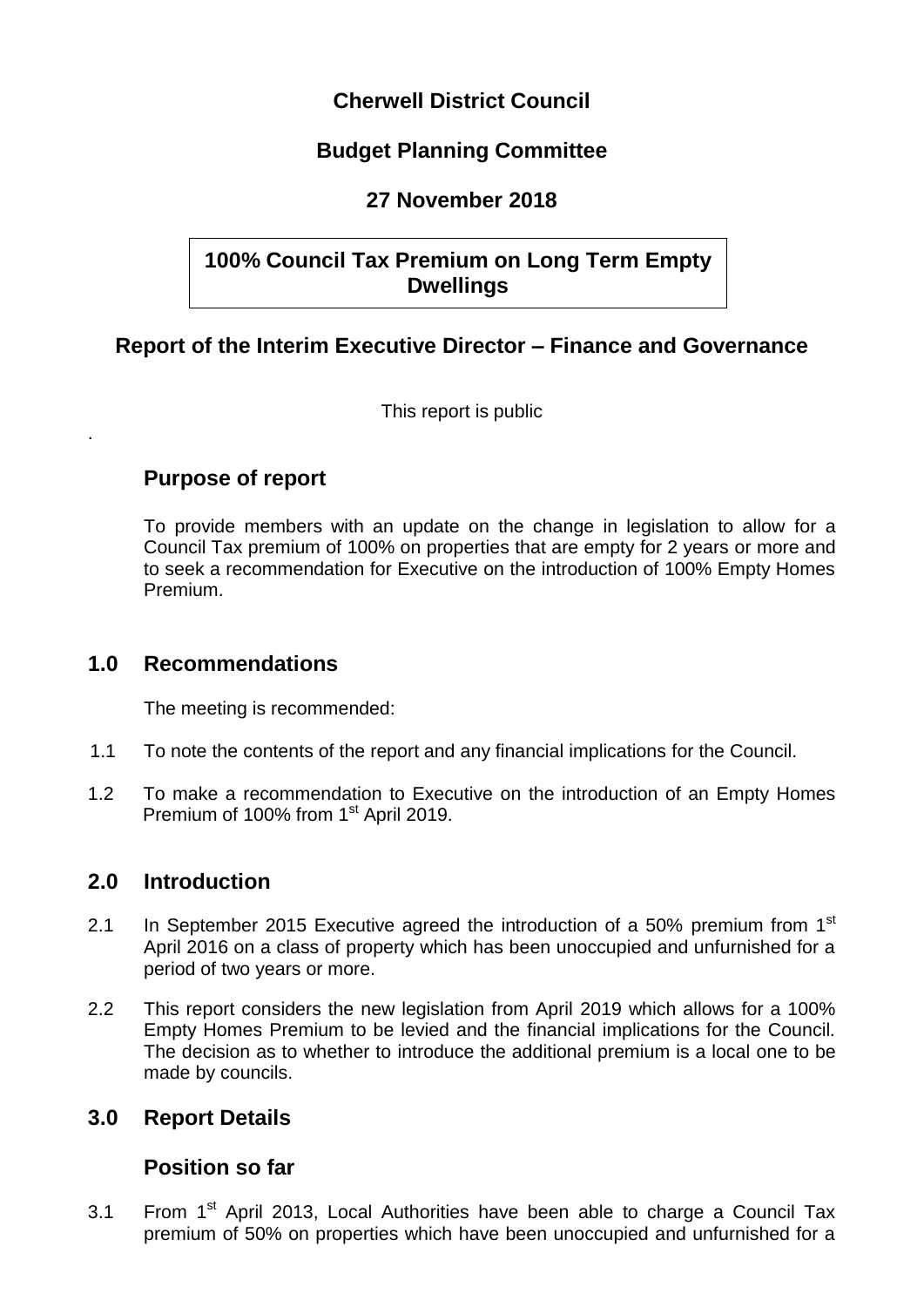# Cherwell District Council

## Budget Planning Committee

## 27 November 2018

## 100% Council Tax Premium on Long Term Empty Dwellings

## Report of the Interim Executive Director – Finance and Governance

This report is public

.

## Purpose of report

To provide members with an update on the change in legislation to allow for a Council Tax premium of 100% on properties that are empty for 2 years or more and to seek a recommendation for Executive on the introduction of 100% Empty Homes Premium.

## 1.0 Recommendations

The meeting is recommended:

1.1 To note the contents of the report and any financial implications for the Council.

1.2 To make a recommendation to Executive on the introduction of an Empty Homes Premium of 100% from 1st April 2019.

## 2.0 Introduction

2.1 In September 2015 Executive agreed the introduction of a 50% premium from 1st April 2016 on a class of property which has been unoccupied and unfurnished for a period of two years or more.

2.2 This report considers the new legislation from April 2019 which allows for a 100% Empty Homes Premium to be levied and the financial implications for the Council. The decision as to whether to introduce the additional premium is a local one to be made by councils.

## 3.0 Report Details

### Position so far

3.1 From 1st April 2013, Local Authorities have been able to charge a Council Tax premium of 50% on properties which have been unoccupied and unfurnished for a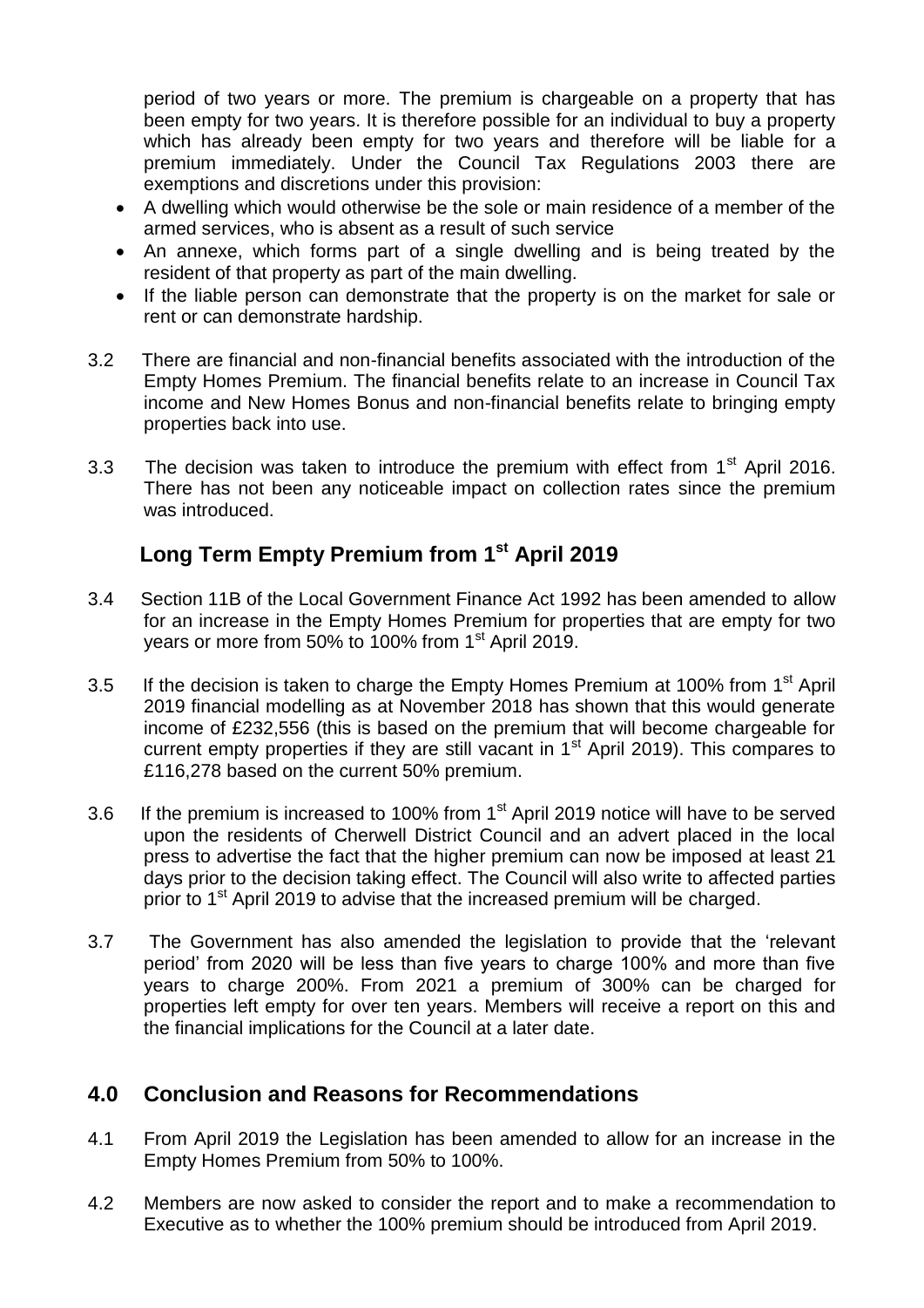period of two years or more. The premium is chargeable on a property that has been empty for two years. It is therefore possible for an individual to buy a property which has already been empty for two years and therefore will be liable for a premium immediately. Under the Council Tax Regulations 2003 there are exemptions and discretions under this provision:

- A dwelling which would otherwise be the sole or main residence of a member of the armed services, who is absent as a result of such service
- An annexe, which forms part of a single dwelling and is being treated by the resident of that property as part of the main dwelling.
- If the liable person can demonstrate that the property is on the market for sale or rent or can demonstrate hardship.

3.2 There are financial and non-financial benefits associated with the introduction of the Empty Homes Premium. The financial benefits relate to an increase in Council Tax income and New Homes Bonus and non-financial benefits relate to bringing empty properties back into use.

3.3 The decision was taken to introduce the premium with effect from 1st April 2016. There has not been any noticeable impact on collection rates since the premium was introduced.

## Long Term Empty Premium from 1st April 2019

3.4 Section 11B of the Local Government Finance Act 1992 has been amended to allow for an increase in the Empty Homes Premium for properties that are empty for two years or more from 50% to 100% from 1st April 2019.

3.5 If the decision is taken to charge the Empty Homes Premium at 100% from 1st April 2019 financial modelling as at November 2018 has shown that this would generate income of £232,556 (this is based on the premium that will become chargeable for current empty properties if they are still vacant in 1st April 2019). This compares to £116,278 based on the current 50% premium.

3.6 If the premium is increased to 100% from 1st April 2019 notice will have to be served upon the residents of Cherwell District Council and an advert placed in the local press to advertise the fact that the higher premium can now be imposed at least 21 days prior to the decision taking effect. The Council will also write to affected parties prior to 1st April 2019 to advise that the increased premium will be charged.

3.7 The Government has also amended the legislation to provide that the 'relevant period' from 2020 will be less than five years to charge 100% and more than five years to charge 200%. From 2021 a premium of 300% can be charged for properties left empty for over ten years. Members will receive a report on this and the financial implications for the Council at a later date.

## 4.0 Conclusion and Reasons for Recommendations

4.1 From April 2019 the Legislation has been amended to allow for an increase in the Empty Homes Premium from 50% to 100%.

4.2 Members are now asked to consider the report and to make a recommendation to Executive as to whether the 100% premium should be introduced from April 2019.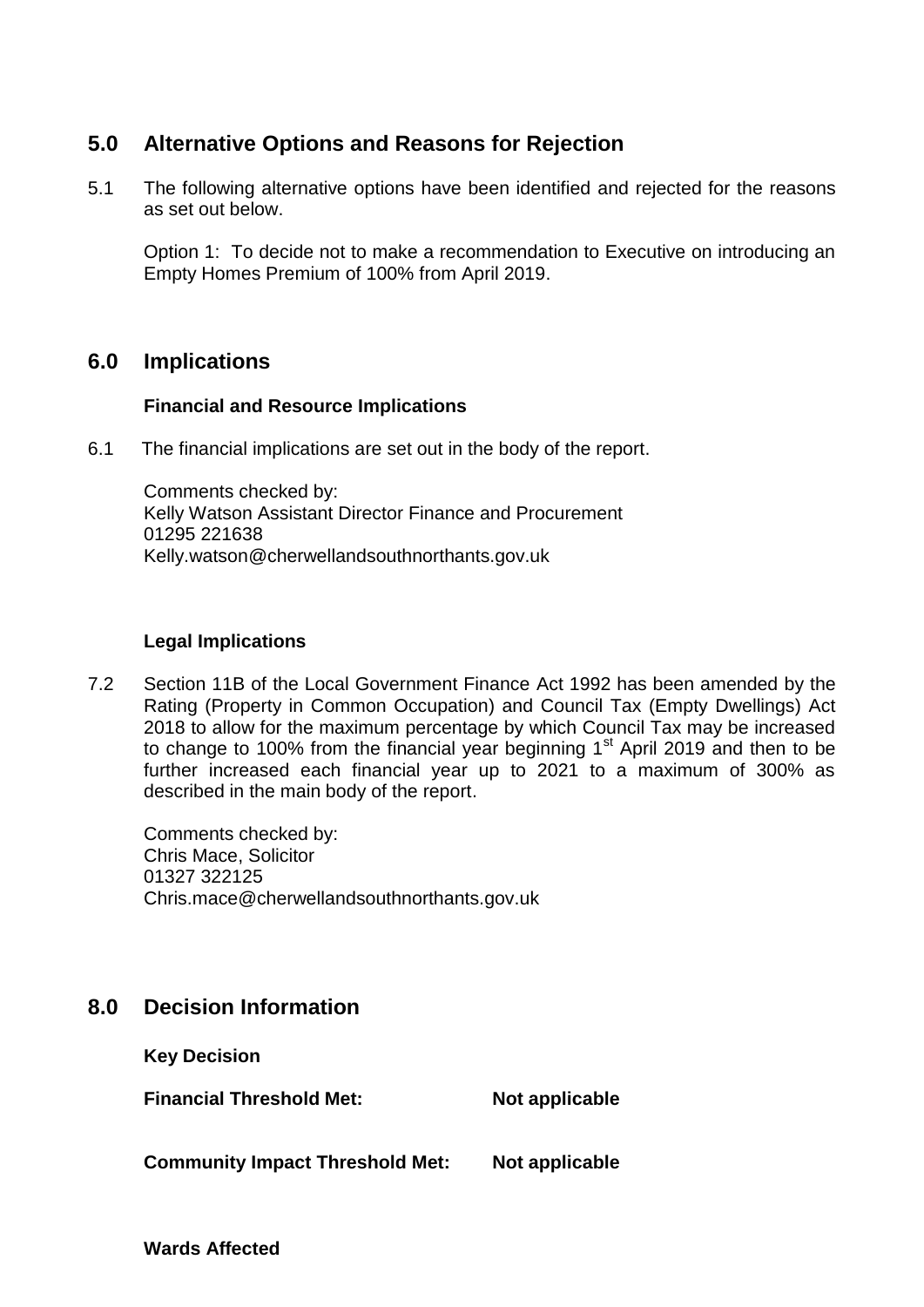## 5.0 Alternative Options and Reasons for Rejection

5.1 The following alternative options have been identified and rejected for the reasons as set out below.

Option 1: To decide not to make a recommendation to Executive on introducing an Empty Homes Premium of 100% from April 2019.

## 6.0 Implications

**Financial and Resource Implications**

6.1 The financial implications are set out in the body of the report.

Comments checked by:
Kelly Watson Assistant Director Finance and Procurement
01295 221638
Kelly.watson@cherwellandsouthnorthants.gov.uk

**Legal Implications**

7.2 Section 11B of the Local Government Finance Act 1992 has been amended by the Rating (Property in Common Occupation) and Council Tax (Empty Dwellings) Act 2018 to allow for the maximum percentage by which Council Tax may be increased to change to 100% from the financial year beginning 1st April 2019 and then to be further increased each financial year up to 2021 to a maximum of 300% as described in the main body of the report.

Comments checked by:
Chris Mace, Solicitor
01327 322125
Chris.mace@cherwellandsouthnorthants.gov.uk

## 8.0 Decision Information

**Key Decision**

**Financial Threshold Met:** **Not applicable**

**Community Impact Threshold Met:** **Not applicable**

**Wards Affected**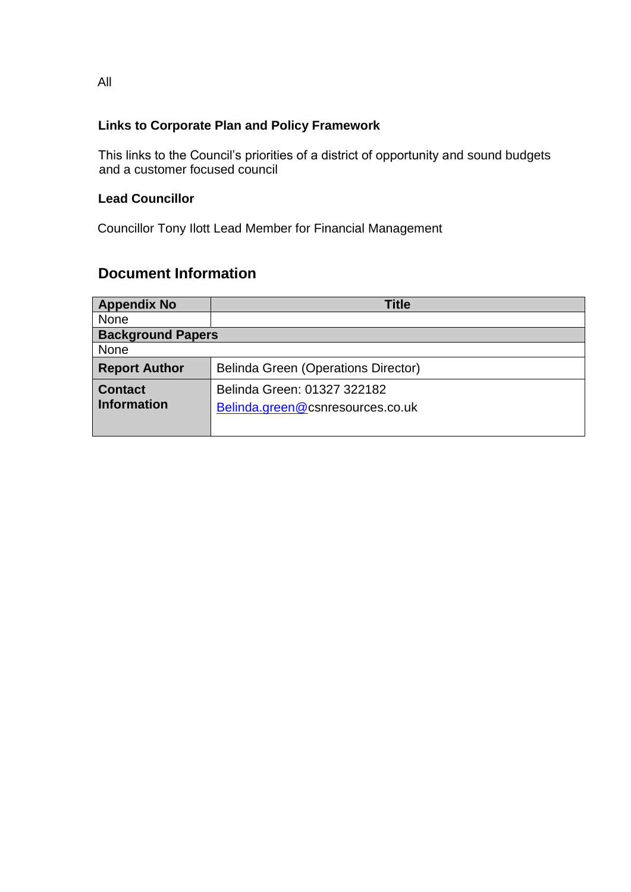All

**Links to Corporate Plan and Policy Framework**

This links to the Council's priorities of a district of opportunity and sound budgets and a customer focused council

**Lead Councillor**

Councillor Tony Ilott Lead Member for Financial Management

## Document Information

| Appendix No | Title |
|---|---|
| None | |
| **Background Papers** | |
| None | |
| **Report Author** | Belinda Green (Operations Director) |
| **Contact Information** | Belinda Green: 01327 322182<br>Belinda.green@csnresources.co.uk |